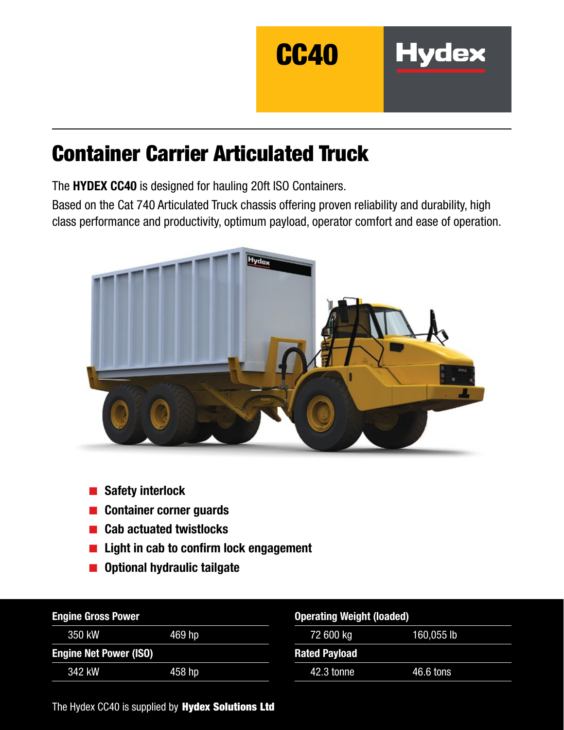**CC40** **Hydex**

# Container Carrier Articulated Truck

The **HYDEX CC40** is designed for hauling 20ft ISO Containers.

Based on the Cat 740 Articulated Truck chassis offering proven reliability and durability, high class performance and productivity, optimum payload, operator comfort and ease of operation.

- **Safety interlock**
- **Container corner guards**
- **Cab actuated twistlocks**
- **Light in cab to confirm lock engagement**
- **Optional hydraulic tailgate**

| **Engine Gross Power** | |
|---|---|
| 350 kW | 469 hp |
| **Engine Net Power (ISO)** | |
| 342 kW | 458 hp |

| **Operating Weight (loaded)** | |
|---|---|
| 72 600 kg | 160,055 lb |
| **Rated Payload** | |
| 42.3 tonne | 46.6 tons |

The Hydex CC40 is supplied by **Hydex Solutions Ltd**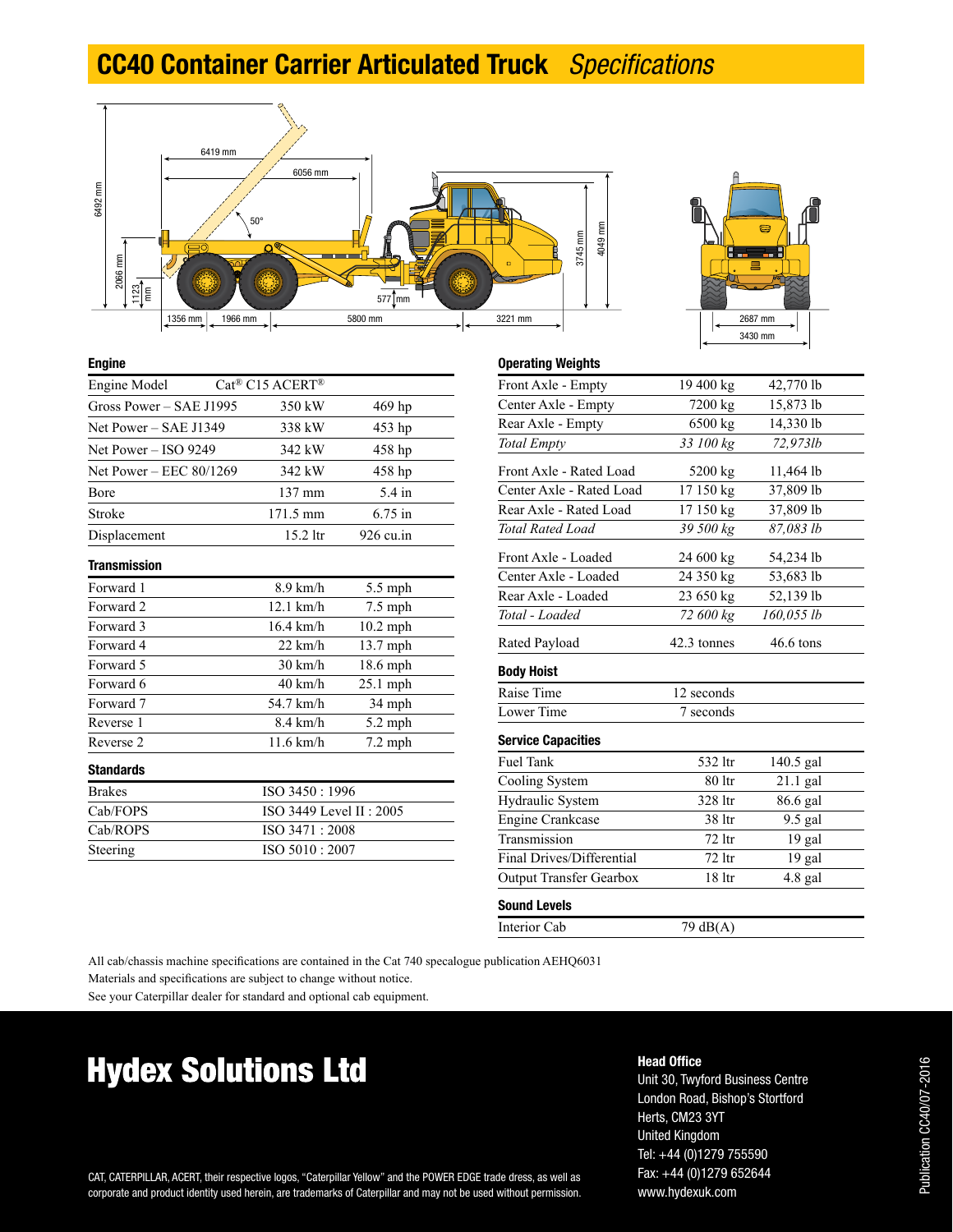# CC40 Container Carrier Articulated Truck *Specifications*

6492 mm
6419 mm
6056 mm
50°
2066 mm
1123 mm
577 mm
3745 mm
4049 mm
1356 mm
1966 mm
5800 mm
3221 mm
2687 mm
3430 mm

### Engine

| | | |
|---|---|---|
| Engine Model | Cat® C15 ACERT® | |
| Gross Power – SAE J1995 | 350 kW | 469 hp |
| Net Power – SAE J1349 | 338 kW | 453 hp |
| Net Power – ISO 9249 | 342 kW | 458 hp |
| Net Power – EEC 80/1269 | 342 kW | 458 hp |
| Bore | 137 mm | 5.4 in |
| Stroke | 171.5 mm | 6.75 in |
| Displacement | 15.2 ltr | 926 cu.in |

### Transmission

| | | |
|---|---|---|
| Forward 1 | 8.9 km/h | 5.5 mph |
| Forward 2 | 12.1 km/h | 7.5 mph |
| Forward 3 | 16.4 km/h | 10.2 mph |
| Forward 4 | 22 km/h | 13.7 mph |
| Forward 5 | 30 km/h | 18.6 mph |
| Forward 6 | 40 km/h | 25.1 mph |
| Forward 7 | 54.7 km/h | 34 mph |
| Reverse 1 | 8.4 km/h | 5.2 mph |
| Reverse 2 | 11.6 km/h | 7.2 mph |

### Standards

| | |
|---|---|
| Brakes | ISO 3450 : 1996 |
| Cab/FOPS | ISO 3449 Level II : 2005 |
| Cab/ROPS | ISO 3471 : 2008 |
| Steering | ISO 5010 : 2007 |

### Operating Weights

| | | |
|---|---|---|
| Front Axle - Empty | 19 400 kg | 42,770 lb |
| Center Axle - Empty | 7200 kg | 15,873 lb |
| Rear Axle - Empty | 6500 kg | 14,330 lb |
| *Total Empty* | *33 100 kg* | *72,973lb* |
| Front Axle - Rated Load | 5200 kg | 11,464 lb |
| Center Axle - Rated Load | 17 150 kg | 37,809 lb |
| Rear Axle - Rated Load | 17 150 kg | 37,809 lb |
| *Total Rated Load* | *39 500 kg* | *87,083 lb* |
| Front Axle - Loaded | 24 600 kg | 54,234 lb |
| Center Axle - Loaded | 24 350 kg | 53,683 lb |
| Rear Axle - Loaded | 23 650 kg | 52,139 lb |
| *Total - Loaded* | *72 600 kg* | *160,055 lb* |
| Rated Payload | 42.3 tonnes | 46.6 tons |

### Body Hoist

| | |
|---|---|
| Raise Time | 12 seconds |
| Lower Time | 7 seconds |

### Service Capacities

| | | |
|---|---|---|
| Fuel Tank | 532 ltr | 140.5 gal |
| Cooling System | 80 ltr | 21.1 gal |
| Hydraulic System | 328 ltr | 86.6 gal |
| Engine Crankcase | 38 ltr | 9.5 gal |
| Transmission | 72 ltr | 19 gal |
| Final Drives/Differential | 72 ltr | 19 gal |
| Output Transfer Gearbox | 18 ltr | 4.8 gal |

### Sound Levels

| | |
|---|---|
| Interior Cab | 79 dB(A) |

All cab/chassis machine specifications are contained in the Cat 740 specalogue publication AEHQ6031
Materials and specifications are subject to change without notice.
See your Caterpillar dealer for standard and optional cab equipment.

# Hydex Solutions Ltd

CAT, CATERPILLAR, ACERT, their respective logos, "Caterpillar Yellow" and the POWER EDGE trade dress, as well as corporate and product identity used herein, are trademarks of Caterpillar and may not be used without permission.

**Head Office**
Unit 30, Twyford Business Centre
London Road, Bishop's Stortford
Herts, CM23 3YT
United Kingdom
Tel: +44 (0)1279 755590
Fax: +44 (0)1279 652644
www.hydexuk.com

Publication CC40/07-2016